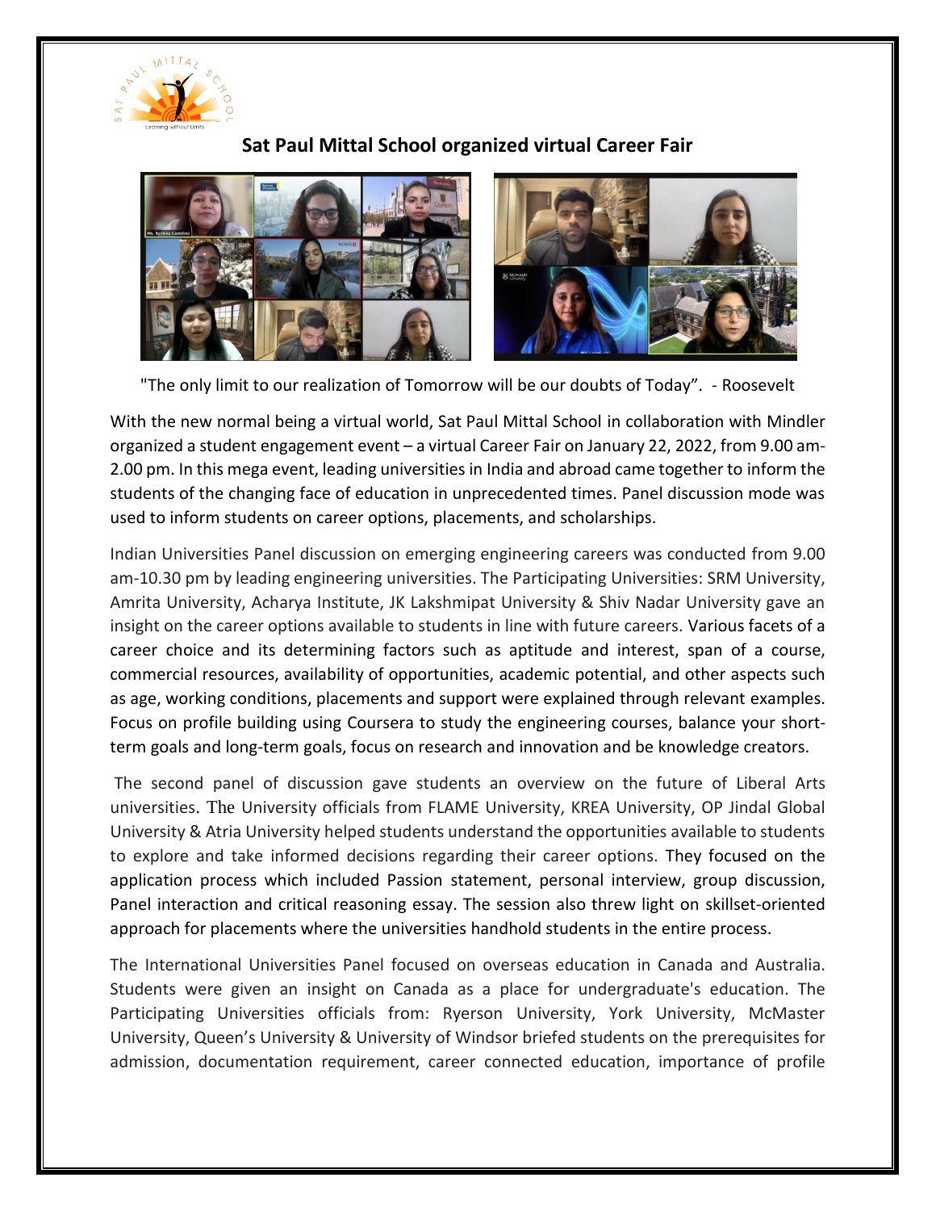# Sat Paul Mittal School organized virtual Career Fair

"The only limit to our realization of Tomorrow will be our doubts of Today". - Roosevelt

With the new normal being a virtual world, Sat Paul Mittal School in collaboration with Mindler organized a student engagement event – a virtual Career Fair on January 22, 2022, from 9.00 am-2.00 pm. In this mega event, leading universities in India and abroad came together to inform the students of the changing face of education in unprecedented times. Panel discussion mode was used to inform students on career options, placements, and scholarships.

Indian Universities Panel discussion on emerging engineering careers was conducted from 9.00 am-10.30 pm by leading engineering universities. The Participating Universities: SRM University, Amrita University, Acharya Institute, JK Lakshmipat University & Shiv Nadar University gave an insight on the career options available to students in line with future careers. Various facets of a career choice and its determining factors such as aptitude and interest, span of a course, commercial resources, availability of opportunities, academic potential, and other aspects such as age, working conditions, placements and support were explained through relevant examples. Focus on profile building using Coursera to study the engineering courses, balance your short-term goals and long-term goals, focus on research and innovation and be knowledge creators.

The second panel of discussion gave students an overview on the future of Liberal Arts universities. The University officials from FLAME University, KREA University, OP Jindal Global University & Atria University helped students understand the opportunities available to students to explore and take informed decisions regarding their career options. They focused on the application process which included Passion statement, personal interview, group discussion, Panel interaction and critical reasoning essay. The session also threw light on skillset-oriented approach for placements where the universities handhold students in the entire process.

The International Universities Panel focused on overseas education in Canada and Australia. Students were given an insight on Canada as a place for undergraduate's education. The Participating Universities officials from: Ryerson University, York University, McMaster University, Queen's University & University of Windsor briefed students on the prerequisites for admission, documentation requirement, career connected education, importance of profile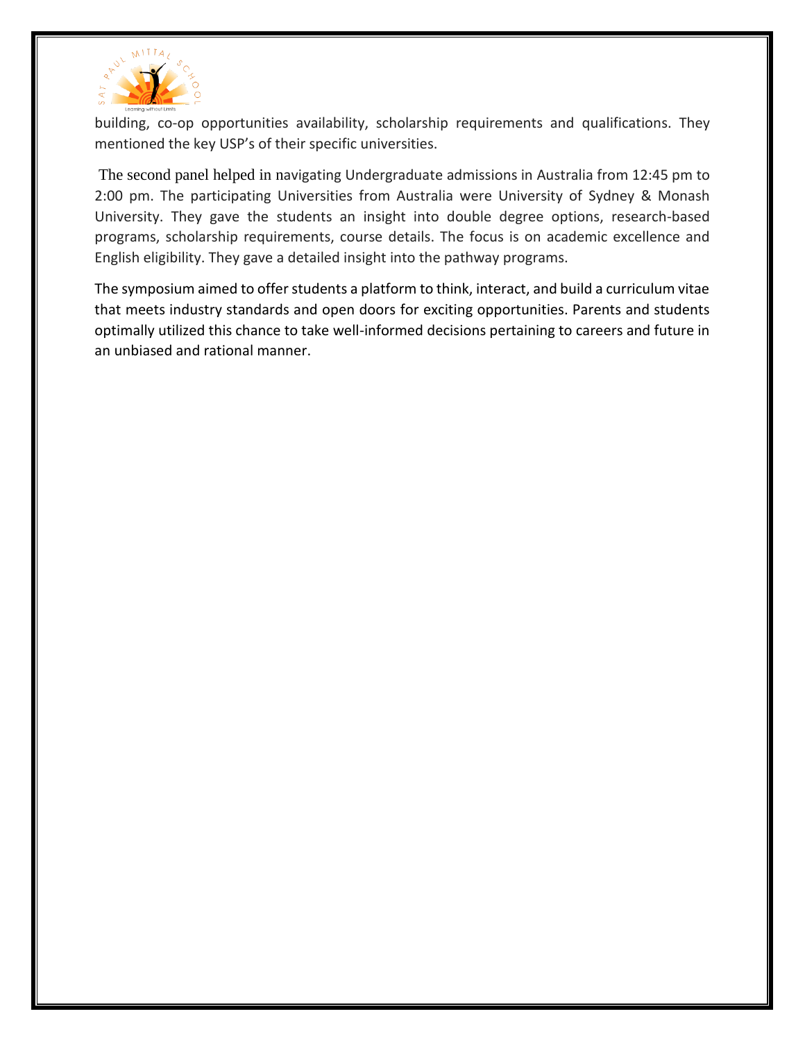building, co-op opportunities availability, scholarship requirements and qualifications. They mentioned the key USP's of their specific universities.

The second panel helped in navigating Undergraduate admissions in Australia from 12:45 pm to 2:00 pm. The participating Universities from Australia were University of Sydney & Monash University. They gave the students an insight into double degree options, research-based programs, scholarship requirements, course details. The focus is on academic excellence and English eligibility. They gave a detailed insight into the pathway programs.

The symposium aimed to offer students a platform to think, interact, and build a curriculum vitae that meets industry standards and open doors for exciting opportunities. Parents and students optimally utilized this chance to take well-informed decisions pertaining to careers and future in an unbiased and rational manner.